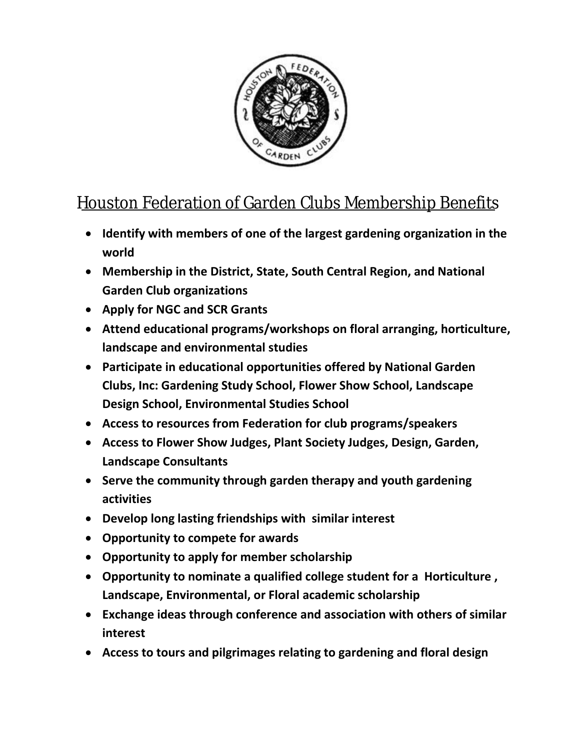# Houston Federation of Garden Clubs Membership Benefits

- **Identify with members of one of the largest gardening organization in the world**
- **Membership in the District, State, South Central Region, and National Garden Club organizations**
- **Apply for NGC and SCR Grants**
- **Attend educational programs/workshops on floral arranging, horticulture, landscape and environmental studies**
- **Participate in educational opportunities offered by National Garden Clubs, Inc: Gardening Study School, Flower Show School, Landscape Design School, Environmental Studies School**
- **Access to resources from Federation for club programs/speakers**
- **Access to Flower Show Judges, Plant Society Judges, Design, Garden, Landscape Consultants**
- **Serve the community through garden therapy and youth gardening activities**
- **Develop long lasting friendships with similar interest**
- **Opportunity to compete for awards**
- **Opportunity to apply for member scholarship**
- **Opportunity to nominate a qualified college student for a Horticulture , Landscape, Environmental, or Floral academic scholarship**
- **Exchange ideas through conference and association with others of similar interest**
- **Access to tours and pilgrimages relating to gardening and floral design**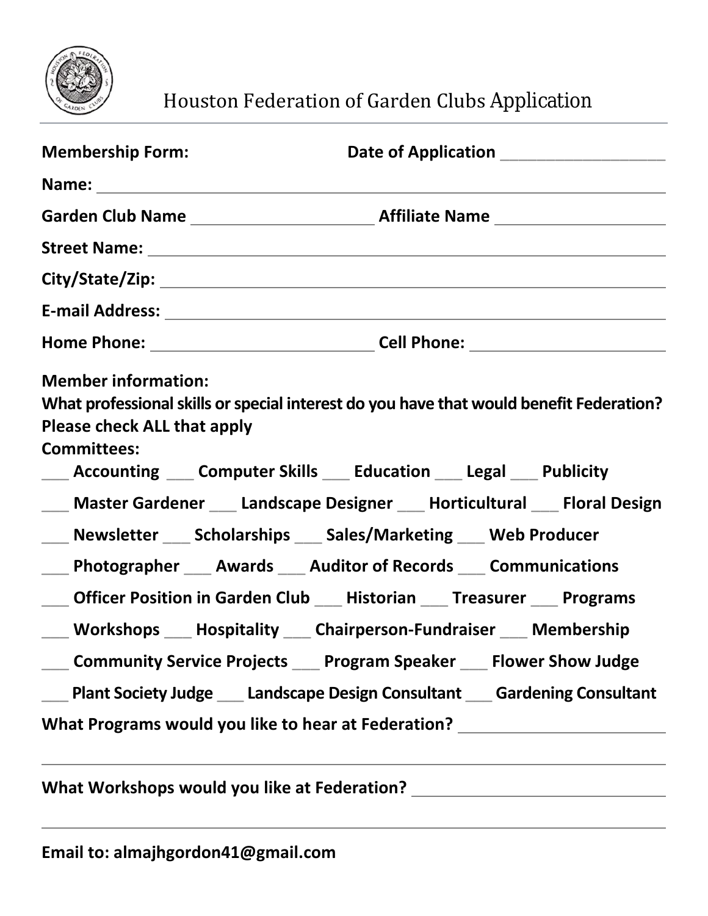# Houston Federation of Garden Clubs Application

**Membership Form:** **Date of Application** ___________________

**Name:** ______________________________________________________________

**Garden Club Name** ____________________ **Affiliate Name** ____________________

**Street Name:** ______________________________________________________________

**City/State/Zip:** ______________________________________________________________

**E-mail Address:** ______________________________________________________________

**Home Phone:** _________________________ **Cell Phone:** ______________________

**Member information:**
**What professional skills or special interest do you have that would benefit Federation?**
**Please check ALL that apply**
**Committees:**

___ **Accounting** ___ **Computer Skills** ___ **Education** ___ **Legal** ___ **Publicity**

___ **Master Gardener** ___ **Landscape Designer** ___ **Horticultural** ___ **Floral Design**

___ **Newsletter** ___ **Scholarships** ___ **Sales/Marketing** ___ **Web Producer**

___ **Photographer** ___ **Awards** ___ **Auditor of Records** ___ **Communications**

___ **Officer Position in Garden Club** ___ **Historian** ___ **Treasurer** ___ **Programs**

___ **Workshops** ___ **Hospitality** ___ **Chairperson-Fundraiser** ___ **Membership**

___ **Community Service Projects** ___ **Program Speaker** ___ **Flower Show Judge**

___ **Plant Society Judge** ___ **Landscape Design Consultant** ___ **Gardening Consultant**

**What Programs would you like to hear at Federation?** ________________________

______________________________________________________________

**What Workshops would you like at Federation?** ______________________________

______________________________________________________________

**Email to: almajhgordon41@gmail.com**